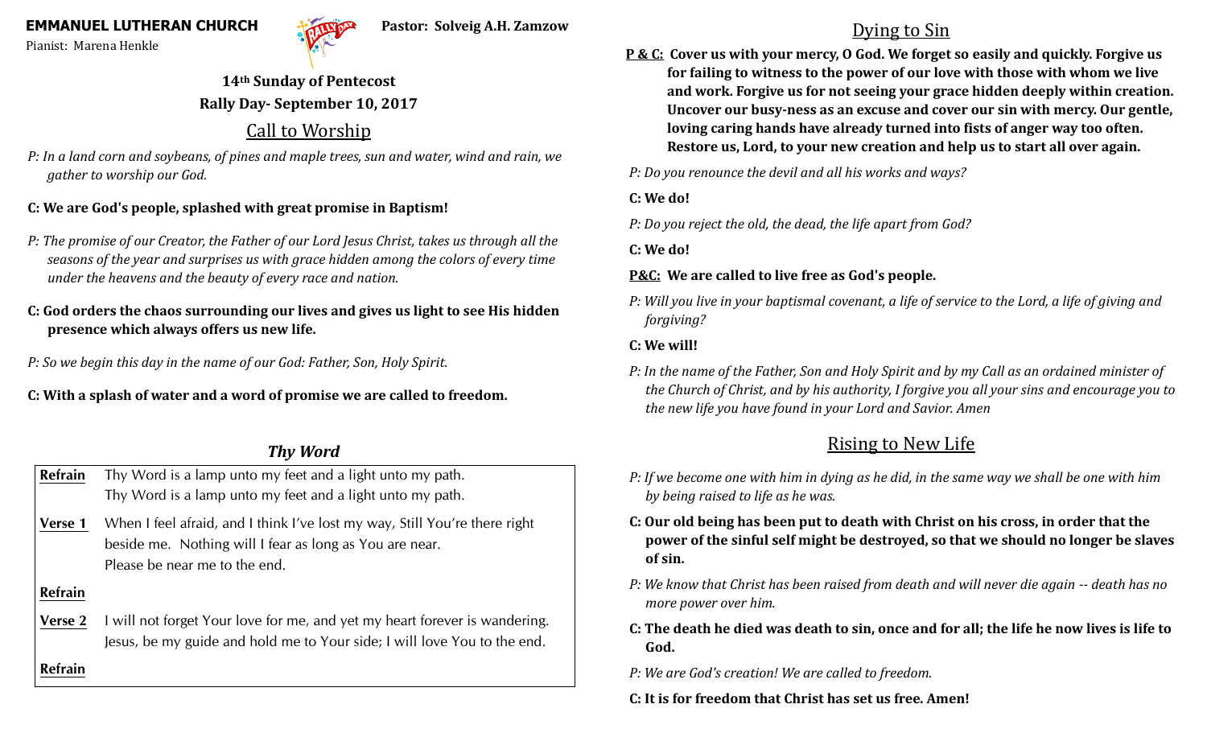**EMMANUEL LUTHERAN CHURCH** **Pastor: Solveig A.H. Zamzow**

Pianist: Marena Henkle

**14th Sunday of Pentecost**

**Rally Day- September 10, 2017**

## Call to Worship

*P: In a land corn and soybeans, of pines and maple trees, sun and water, wind and rain, we gather to worship our God.*

**C: We are God's people, splashed with great promise in Baptism!**

*P: The promise of our Creator, the Father of our Lord Jesus Christ, takes us through all the seasons of the year and surprises us with grace hidden among the colors of every time under the heavens and the beauty of every race and nation.*

**C: God orders the chaos surrounding our lives and gives us light to see His hidden presence which always offers us new life.**

*P: So we begin this day in the name of our God: Father, Son, Holy Spirit.*

**C: With a splash of water and a word of promise we are called to freedom.**

### *Thy Word*

| | |
|---|---|
| **Refrain** | Thy Word is a lamp unto my feet and a light unto my path.<br>Thy Word is a lamp unto my feet and a light unto my path. |
| **Verse 1** | When I feel afraid, and I think I've lost my way, Still You're there right beside me. Nothing will I fear as long as You are near.<br>Please be near me to the end. |
| **Refrain** | |
| **Verse 2** | I will not forget Your love for me, and yet my heart forever is wandering.<br>Jesus, be my guide and hold me to Your side; I will love You to the end. |
| **Refrain** | |

## Dying to Sin

**P & C: Cover us with your mercy, O God. We forget so easily and quickly. Forgive us for failing to witness to the power of our love with those with whom we live and work. Forgive us for not seeing your grace hidden deeply within creation. Uncover our busy-ness as an excuse and cover our sin with mercy. Our gentle, loving caring hands have already turned into fists of anger way too often. Restore us, Lord, to your new creation and help us to start all over again.**

*P: Do you renounce the devil and all his works and ways?*

**C: We do!**

*P: Do you reject the old, the dead, the life apart from God?*

**C: We do!**

**P&C: We are called to live free as God's people.**

*P: Will you live in your baptismal covenant, a life of service to the Lord, a life of giving and forgiving?*

**C: We will!**

*P: In the name of the Father, Son and Holy Spirit and by my Call as an ordained minister of the Church of Christ, and by his authority, I forgive you all your sins and encourage you to the new life you have found in your Lord and Savior. Amen*

## Rising to New Life

*P: If we become one with him in dying as he did, in the same way we shall be one with him by being raised to life as he was.*

**C: Our old being has been put to death with Christ on his cross, in order that the power of the sinful self might be destroyed, so that we should no longer be slaves of sin.**

*P: We know that Christ has been raised from death and will never die again -- death has no more power over him.*

**C: The death he died was death to sin, once and for all; the life he now lives is life to God.**

*P: We are God's creation! We are called to freedom.*

**C: It is for freedom that Christ has set us free. Amen!**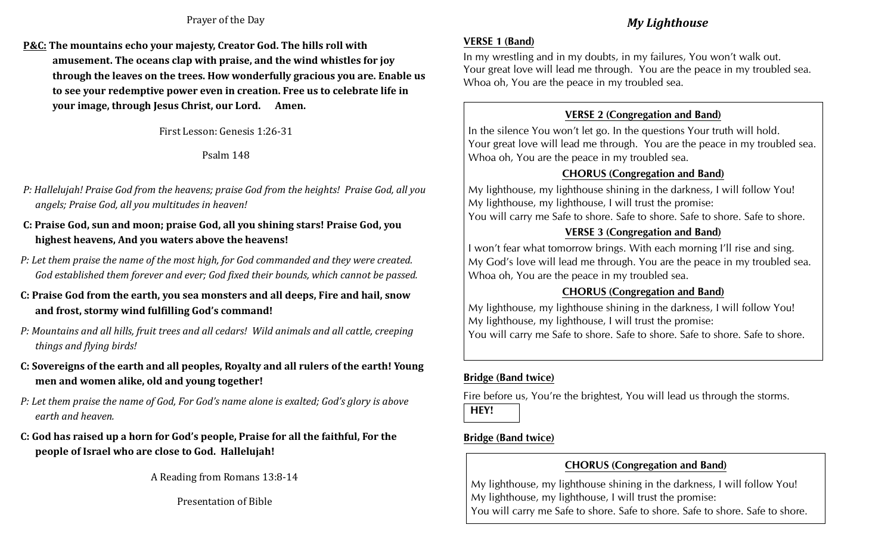Prayer of the Day

**P&C: The mountains echo your majesty, Creator God. The hills roll with amusement. The oceans clap with praise, and the wind whistles for joy through the leaves on the trees. How wonderfully gracious you are. Enable us to see your redemptive power even in creation. Free us to celebrate life in your image, through Jesus Christ, our Lord. Amen.**

First Lesson: Genesis 1:26-31

Psalm 148

*P: Hallelujah! Praise God from the heavens; praise God from the heights! Praise God, all you angels; Praise God, all you multitudes in heaven!*

**C: Praise God, sun and moon; praise God, all you shining stars! Praise God, you highest heavens, And you waters above the heavens!**

*P: Let them praise the name of the most high, for God commanded and they were created. God established them forever and ever; God fixed their bounds, which cannot be passed.*

**C: Praise God from the earth, you sea monsters and all deeps, Fire and hail, snow and frost, stormy wind fulfilling God's command!**

*P: Mountains and all hills, fruit trees and all cedars! Wild animals and all cattle, creeping things and flying birds!*

**C: Sovereigns of the earth and all peoples, Royalty and all rulers of the earth! Young men and women alike, old and young together!**

*P: Let them praise the name of God, For God's name alone is exalted; God's glory is above earth and heaven.*

**C: God has raised up a horn for God's people, Praise for all the faithful, For the people of Israel who are close to God. Hallelujah!**

A Reading from Romans 13:8-14

Presentation of Bible

## *My Lighthouse*

**VERSE 1 (Band)**

In my wrestling and in my doubts, in my failures, You won't walk out.
Your great love will lead me through. You are the peace in my troubled sea.
Whoa oh, You are the peace in my troubled sea.

**VERSE 2 (Congregation and Band)**

In the silence You won't let go. In the questions Your truth will hold.
Your great love will lead me through. You are the peace in my troubled sea.
Whoa oh, You are the peace in my troubled sea.

**CHORUS (Congregation and Band)**

My lighthouse, my lighthouse shining in the darkness, I will follow You!
My lighthouse, my lighthouse, I will trust the promise:
You will carry me Safe to shore. Safe to shore. Safe to shore. Safe to shore.

**VERSE 3 (Congregation and Band)**

I won't fear what tomorrow brings. With each morning I'll rise and sing.
My God's love will lead me through. You are the peace in my troubled sea.
Whoa oh, You are the peace in my troubled sea.

**CHORUS (Congregation and Band)**

My lighthouse, my lighthouse shining in the darkness, I will follow You!
My lighthouse, my lighthouse, I will trust the promise:
You will carry me Safe to shore. Safe to shore. Safe to shore. Safe to shore.

**Bridge (Band twice)**

Fire before us, You're the brightest, You will lead us through the storms.

**HEY!**

**Bridge (Band twice)**

**CHORUS (Congregation and Band)**

My lighthouse, my lighthouse shining in the darkness, I will follow You!
My lighthouse, my lighthouse, I will trust the promise:
You will carry me Safe to shore. Safe to shore. Safe to shore. Safe to shore.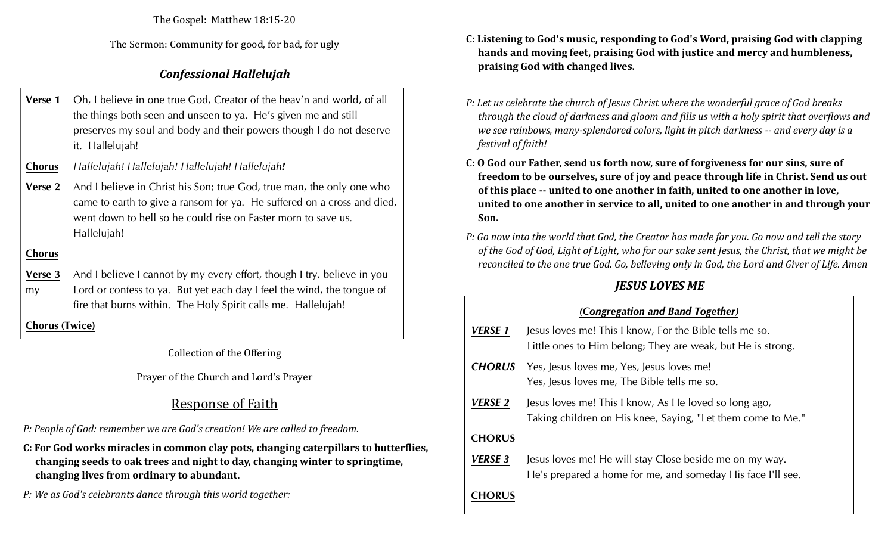The Gospel: Matthew 18:15-20

The Sermon: Community for good, for bad, for ugly

### *Confessional Hallelujah*

**Verse 1** Oh, I believe in one true God, Creator of the heav'n and world, of all the things both seen and unseen to ya. He's given me and still preserves my soul and body and their powers though I do not deserve it. Hallelujah!

**Chorus** *Hallelujah! Hallelujah! Hallelujah! Hallelujah!*

**Verse 2** And I believe in Christ his Son; true God, true man, the only one who came to earth to give a ransom for ya. He suffered on a cross and died, went down to hell so he could rise on Easter morn to save us. Hallelujah!

**Chorus**

**Verse 3** And I believe I cannot by my every effort, though I try, believe in you my Lord or confess to ya. But yet each day I feel the wind, the tongue of fire that burns within. The Holy Spirit calls me. Hallelujah!

**Chorus (Twice)**

Collection of the Offering

Prayer of the Church and Lord's Prayer

## Response of Faith

*P: People of God: remember we are God's creation! We are called to freedom.*

**C: For God works miracles in common clay pots, changing caterpillars to butterflies, changing seeds to oak trees and night to day, changing winter to springtime, changing lives from ordinary to abundant.**

*P: We as God's celebrants dance through this world together:*

**C: Listening to God's music, responding to God's Word, praising God with clapping hands and moving feet, praising God with justice and mercy and humbleness, praising God with changed lives.**

*P: Let us celebrate the church of Jesus Christ where the wonderful grace of God breaks through the cloud of darkness and gloom and fills us with a holy spirit that overflows and we see rainbows, many-splendored colors, light in pitch darkness -- and every day is a festival of faith!*

**C: O God our Father, send us forth now, sure of forgiveness for our sins, sure of freedom to be ourselves, sure of joy and peace through life in Christ. Send us out of this place -- united to one another in faith, united to one another in love, united to one another in service to all, united to one another in and through your Son.**

*P: Go now into the world that God, the Creator has made for you. Go now and tell the story of the God of God, Light of Light, who for our sake sent Jesus, the Christ, that we might be reconciled to the one true God. Go, believing only in God, the Lord and Giver of Life. Amen*

### *JESUS LOVES ME*

***(Congregation and Band Together)***

***VERSE 1*** Jesus loves me! This I know, For the Bible tells me so.
Little ones to Him belong; They are weak, but He is strong.

***CHORUS*** Yes, Jesus loves me, Yes, Jesus loves me!
Yes, Jesus loves me, The Bible tells me so.

***VERSE 2*** Jesus loves me! This I know, As He loved so long ago,
Taking children on His knee, Saying, "Let them come to Me."

**CHORUS**

***VERSE 3*** Jesus loves me! He will stay Close beside me on my way.
He's prepared a home for me, and someday His face I'll see.

**CHORUS**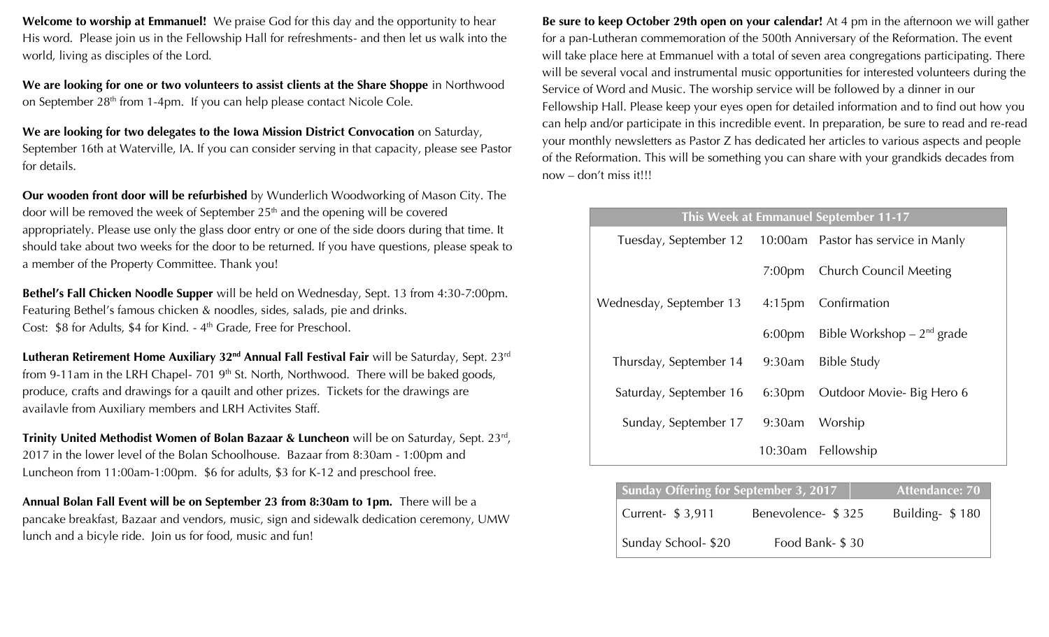**Welcome to worship at Emmanuel!** We praise God for this day and the opportunity to hear His word. Please join us in the Fellowship Hall for refreshments- and then let us walk into the world, living as disciples of the Lord.

**We are looking for one or two volunteers to assist clients at the Share Shoppe** in Northwood on September 28th from 1-4pm. If you can help please contact Nicole Cole.

**We are looking for two delegates to the Iowa Mission District Convocation** on Saturday, September 16th at Waterville, IA. If you can consider serving in that capacity, please see Pastor for details.

**Our wooden front door will be refurbished** by Wunderlich Woodworking of Mason City. The door will be removed the week of September 25th and the opening will be covered appropriately. Please use only the glass door entry or one of the side doors during that time. It should take about two weeks for the door to be returned. If you have questions, please speak to a member of the Property Committee. Thank you!

**Bethel's Fall Chicken Noodle Supper** will be held on Wednesday, Sept. 13 from 4:30-7:00pm. Featuring Bethel's famous chicken & noodles, sides, salads, pie and drinks.
Cost: $8 for Adults, $4 for Kind. - 4th Grade, Free for Preschool.

**Lutheran Retirement Home Auxiliary 32nd Annual Fall Festival Fair** will be Saturday, Sept. 23rd from 9-11am in the LRH Chapel- 701 9th St. North, Northwood. There will be baked goods, produce, crafts and drawings for a qauilt and other prizes. Tickets for the drawings are availavle from Auxiliary members and LRH Activites Staff.

**Trinity United Methodist Women of Bolan Bazaar & Luncheon** will be on Saturday, Sept. 23rd, 2017 in the lower level of the Bolan Schoolhouse. Bazaar from 8:30am - 1:00pm and Luncheon from 11:00am-1:00pm. $6 for adults, $3 for K-12 and preschool free.

**Annual Bolan Fall Event will be on September 23 from 8:30am to 1pm.** There will be a pancake breakfast, Bazaar and vendors, music, sign and sidewalk dedication ceremony, UMW lunch and a bicyle ride. Join us for food, music and fun!

**Be sure to keep October 29th open on your calendar!** At 4 pm in the afternoon we will gather for a pan-Lutheran commemoration of the 500th Anniversary of the Reformation. The event will take place here at Emmanuel with a total of seven area congregations participating. There will be several vocal and instrumental music opportunities for interested volunteers during the Service of Word and Music. The worship service will be followed by a dinner in our Fellowship Hall. Please keep your eyes open for detailed information and to find out how you can help and/or participate in this incredible event. In preparation, be sure to read and re-read your monthly newsletters as Pastor Z has dedicated her articles to various aspects and people of the Reformation. This will be something you can share with your grandkids decades from now – don't miss it!!!

| This Week at Emmanuel September 11-17 | | |
|---|---|---|
| Tuesday, September 12 | 10:00am | Pastor has service in Manly |
| | 7:00pm | Church Council Meeting |
| Wednesday, September 13 | 4:15pm | Confirmation |
| | 6:00pm | Bible Workshop – 2nd grade |
| Thursday, September 14 | 9:30am | Bible Study |
| Saturday, September 16 | 6:30pm | Outdoor Movie- Big Hero 6 |
| Sunday, September 17 | 9:30am | Worship |
| | 10:30am | Fellowship |

| Sunday Offering for September 3, 2017 | | Attendance: 70 |
|---|---|---|
| Current- $ 3,911 | Benevolence- $ 325 | Building- $ 180 |
| Sunday School- $20 | Food Bank- $ 30 | |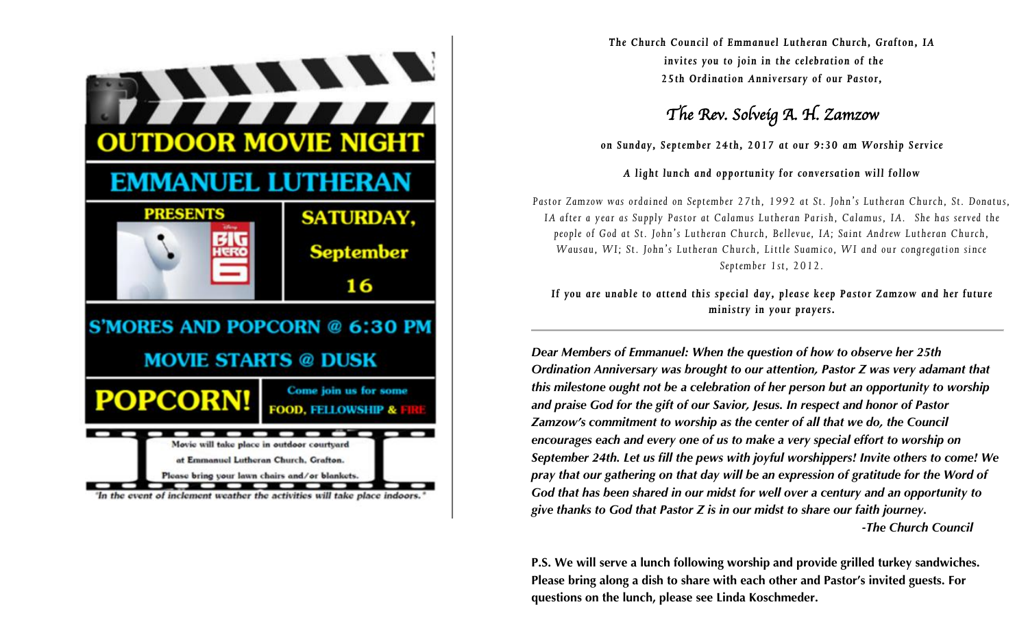# OUTDOOR MOVIE NIGHT

## EMMANUEL LUTHERAN

**PRESENTS** BIG HERO 6

**SATURDAY, September 16**

**S'MORES AND POPCORN @ 6:30 PM**

**MOVIE STARTS @ DUSK**

**POPCORN!**

Come join us for some FOOD, FELLOWSHIP & FIRE

Movie will take place in outdoor courtyard at Emmanuel Lutheran Church, Grafton. Please bring your lawn chairs and/or blankets.

*"In the event of inclement weather the activities will take place indoors."*

---

***The Church Council of Emmanuel Lutheran Church, Grafton, IA invites you to join in the celebration of the 25th Ordination Anniversary of our Pastor,***

## *The Rev. Solveig A. H. Zamzow*

***on Sunday, September 24th, 2017 at our 9:30 am Worship Service***

***A light lunch and opportunity for conversation will follow***

Pastor Zamzow was ordained on September 27th, 1992 at St. John's Lutheran Church, St. Donatus, IA after a year as Supply Pastor at Calamus Lutheran Parish, Calamus, IA. She has served the people of God at St. John's Lutheran Church, Bellevue, IA; Saint Andrew Lutheran Church, Wausau, WI; St. John's Lutheran Church, Little Suamico, WI and our congregation since September 1st, 2012.

***If you are unable to attend this special day, please keep Pastor Zamzow and her future ministry in your prayers.***

---

***Dear Members of Emmanuel: When the question of how to observe her 25th Ordination Anniversary was brought to our attention, Pastor Z was very adamant that this milestone ought not be a celebration of her person but an opportunity to worship and praise God for the gift of our Savior, Jesus. In respect and honor of Pastor Zamzow's commitment to worship as the center of all that we do, the Council encourages each and every one of us to make a very special effort to worship on September 24th. Let us fill the pews with joyful worshippers! Invite others to come! We pray that our gathering on that day will be an expression of gratitude for the Word of God that has been shared in our midst for well over a century and an opportunity to give thanks to God that Pastor Z is in our midst to share our faith journey.***

***-The Church Council***

**P.S. We will serve a lunch following worship and provide grilled turkey sandwiches. Please bring along a dish to share with each other and Pastor's invited guests. For questions on the lunch, please see Linda Koschmeder.**